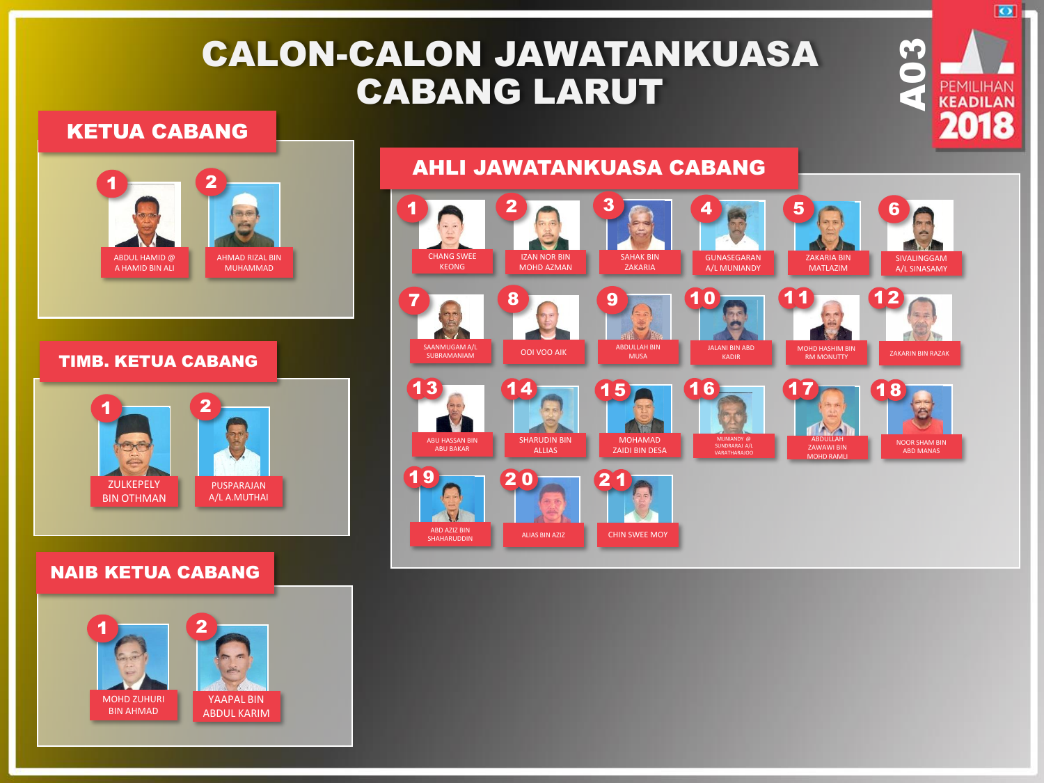# CALON-CALON JAWATANKUASA CABANG LARUT

A03 — PEMILIHAN KEADILAN 2018

## KETUA CABANG

1. ABDUL HAMID @ A HAMID BIN ALI
2. AHMAD RIZAL BIN MUHAMMAD

## TIMB. KETUA CABANG

1. ZULKEPELY BIN OTHMAN
2. PUSPARAJAN A/L A.MUTHAI

## NAIB KETUA CABANG

1. MOHD ZUHURI BIN AHMAD
2. YAAPAL BIN ABDUL KARIM

## AHLI JAWATANKUASA CABANG

1. CHANG SWEE KEONG
2. IZAN NOR BIN MOHD AZMAN
3. SAHAK BIN ZAKARIA
4. GUNASEGARAN A/L MUNIANDY
5. ZAKARIA BIN MATLAZIM
6. SIVALINGGAM A/L SINASAMY
7. SAANMUGAM A/L SUBRAMANIAM
8. OOI VOO AIK
9. ABDULLAH BIN MUSA
10. JALANI BIN ABD KADIR
11. MOHD HASHIM BIN RM MONUTTY
12. ZAKARIN BIN RAZAK
13. ABU HASSAN BIN ABU BAKAR
14. SHARUDIN BIN ALLIAS
15. MOHAMAD ZAIDI BIN DESA
16. MUNIANDY @ SUNDRARAJ A/L VARATHARAJOO
17. ABDULLAH ZAWAWI BIN MOHD RAMLI
18. NOOR SHAM BIN ABD MANAS
19. ABD AZIZ BIN SHAHARUDDIN
20. ALIAS BIN AZIZ
21. CHIN SWEE MOY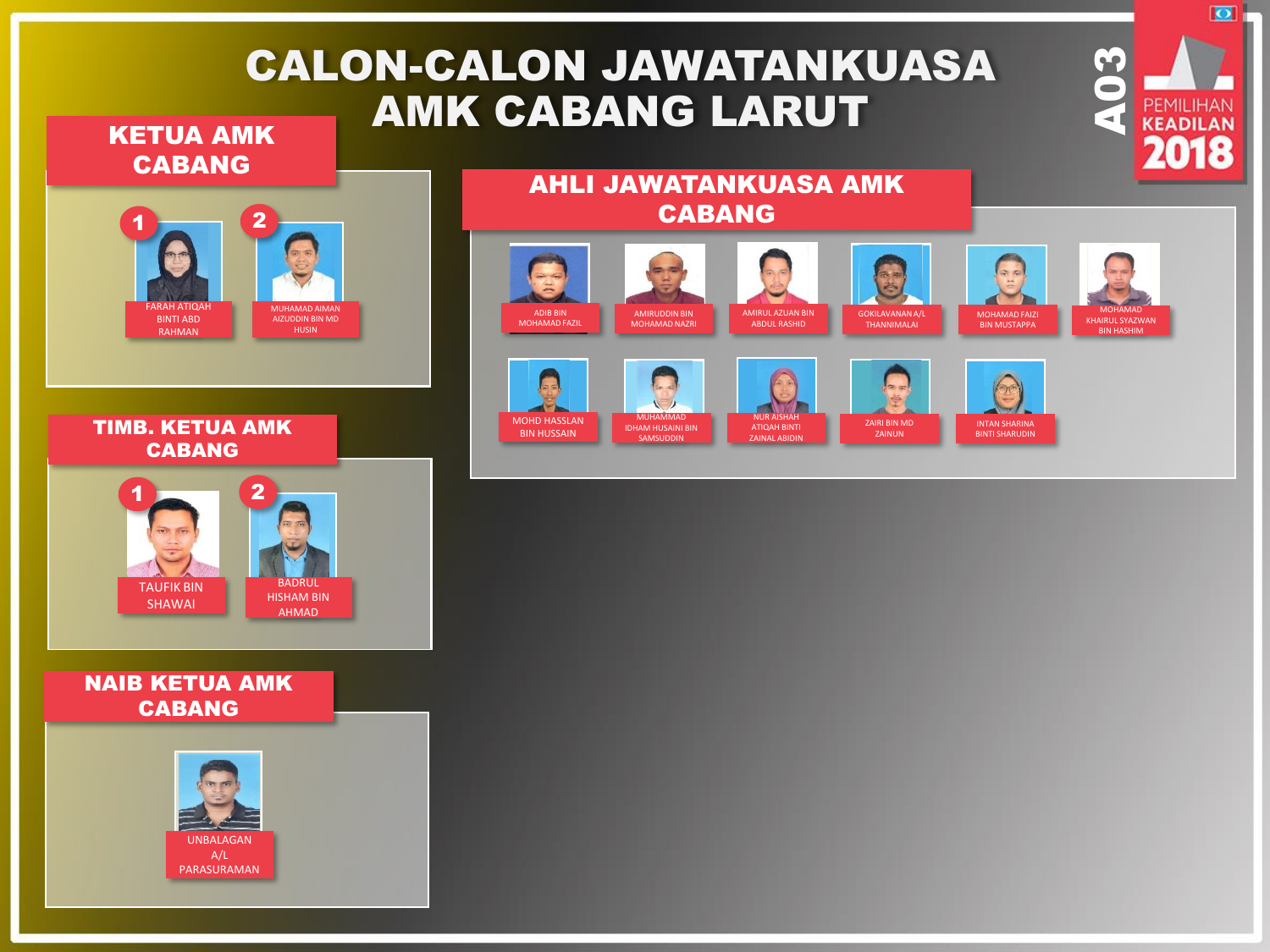# CALON-CALON JAWATANKUASA AMK CABANG LARUT

A03

PEMILIHAN KEADILAN 2018

## KETUA AMK CABANG

1. FARAH ATIQAH BINTI ABD RAHMAN
2. MUHAMAD AIMAN AIZUDDIN BIN MD HUSIN

## TIMB. KETUA AMK CABANG

1. TAUFIK BIN SHAWAI
2. BADRUL HISHAM BIN AHMAD

## NAIB KETUA AMK CABANG

UNBALAGAN A/L PARASURAMAN

## AHLI JAWATANKUASA AMK CABANG

- ADIB BIN MOHAMAD FAZIL
- AMIRUDDIN BIN MOHAMAD NAZRI
- AMIRUL AZUAN BIN ABDUL RASHID
- GOKILAVANAN A/L THANNIMALAI
- MOHAMAD FAIZI BIN MUSTAPPA
- MOHAMAD KHAIRUL SYAZWAN BIN HASHIM
- MOHD HASSLAN BIN HUSSAIN
- MUHAMMAD IDHAM HUSAINI BIN SAMSUDDIN
- NUR AISHAH ATIQAH BINTI ZAINAL ABIDIN
- ZAIRI BIN MD ZAINUN
- INTAN SHARINA BINTI SHARUDIN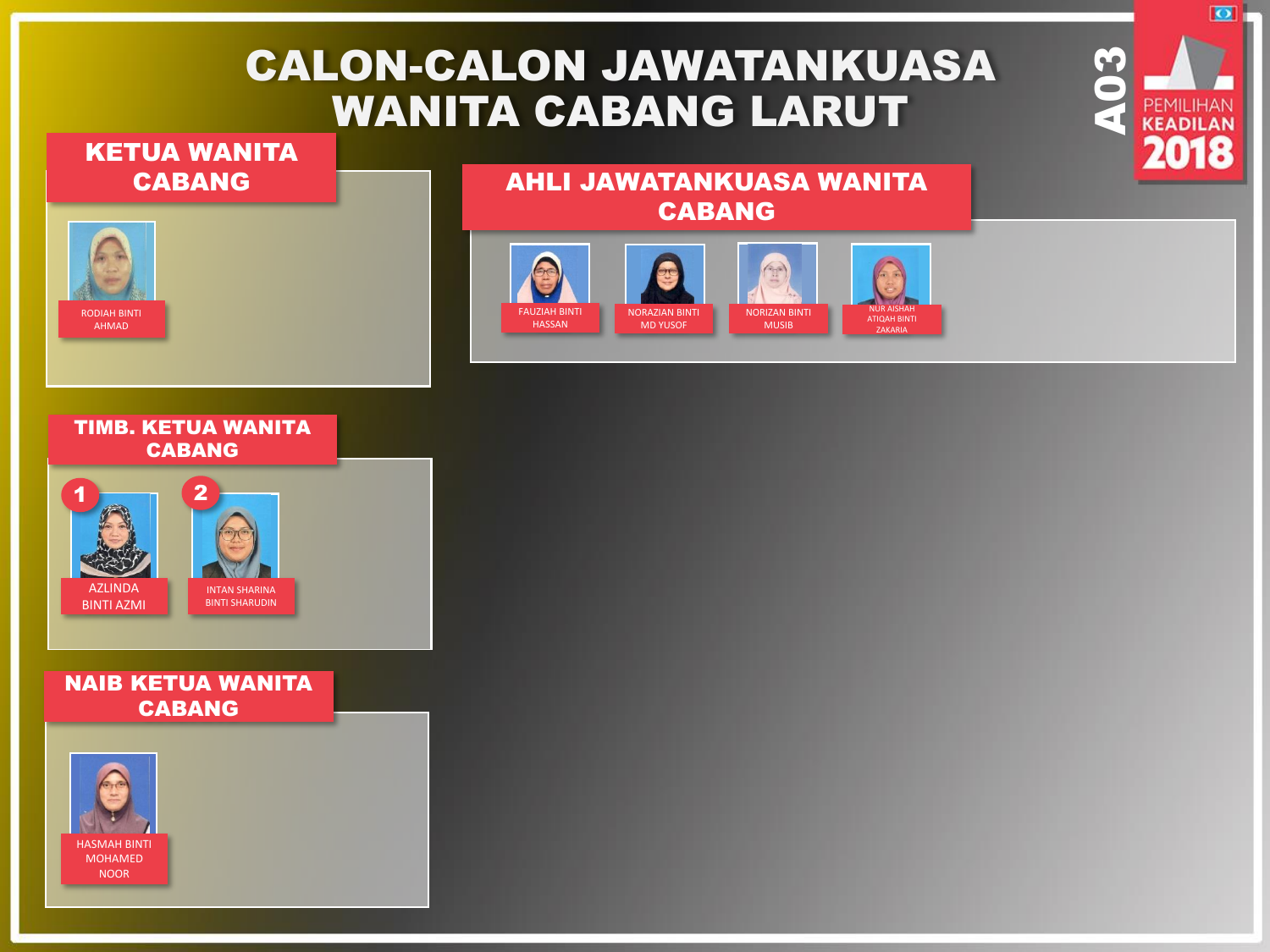# CALON-CALON JAWATANKUASA WANITA CABANG LARUT

A03

PEMILIHAN KEADILAN 2018

## KETUA WANITA CABANG

RODIAH BINTI AHMAD

## AHLI JAWATANKUASA WANITA CABANG

FAUZIAH BINTI HASSAN

NORAZIAN BINTI MD YUSOF

NORIZAN BINTI MUSIB

NUR AISHAH ATIQAH BINTI ZAKARIA

## TIMB. KETUA WANITA CABANG

1. AZLINDA BINTI AZMI
2. INTAN SHARINA BINTI SHARUDIN

## NAIB KETUA WANITA CABANG

HASMAH BINTI MOHAMED NOOR